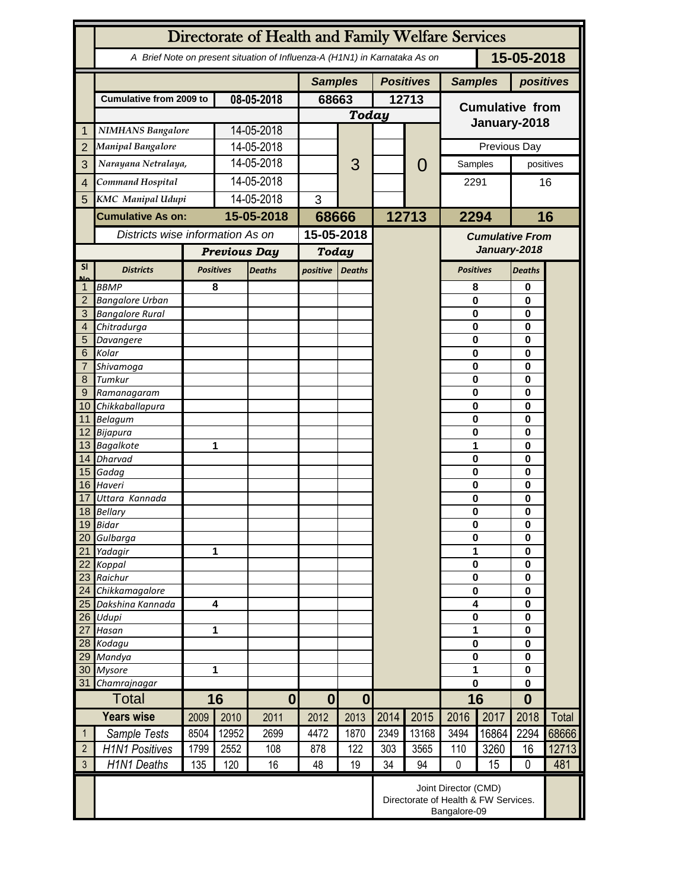# Directorate of Health and Family Welfare Services

*A Brief Note on present situation of Influenza-A (H1N1) in Karnataka As on* **15-05-2018**

| | | | Samples | | Positives | | Samples | positives |
|---|---|---|---|---|---|---|---|---|
| | Cumulative from 2009 to | 08-05-2018 | 68663 | | 12713 | | Cumulative from January-2018 | |
| | | | Today | | | | | |
| 1 | NIMHANS Bangalore | 14-05-2018 | | 3 | | 0 | | |
| 2 | Manipal Bangalore | 14-05-2018 | | | | | Previous Day | |
| 3 | Narayana Netralaya, | 14-05-2018 | | | | | Samples | positives |
| 4 | Command Hospital | 14-05-2018 | | | | | 2291 | 16 |
| 5 | KMC Manipal Udupi | 14-05-2018 | 3 | | | | | |
| | **Cumulative As on:** | **15-05-2018** | **68666** | | **12713** | | **2294** | **16** |

*Districts wise information As on* **15-05-2018**

| Sl No | Districts | Previous Day Positives | Previous Day Deaths | Today positive | Today Deaths | Cumulative From January-2018 Positives | Cumulative From January-2018 Deaths |
|---|---|---|---|---|---|---|---|
| 1 | BBMP | 8 | | | | 8 | 0 |
| 2 | Bangalore Urban | | | | | 0 | 0 |
| 3 | Bangalore Rural | | | | | 0 | 0 |
| 4 | Chitradurga | | | | | 0 | 0 |
| 5 | Davangere | | | | | 0 | 0 |
| 6 | Kolar | | | | | 0 | 0 |
| 7 | Shivamoga | | | | | 0 | 0 |
| 8 | Tumkur | | | | | 0 | 0 |
| 9 | Ramanagaram | | | | | 0 | 0 |
| 10 | Chikkaballapura | | | | | 0 | 0 |
| 11 | Belagum | | | | | 0 | 0 |
| 12 | Bijapura | | | | | 0 | 0 |
| 13 | Bagalkote | 1 | | | | 1 | 0 |
| 14 | Dharvad | | | | | 0 | 0 |
| 15 | Gadag | | | | | 0 | 0 |
| 16 | Haveri | | | | | 0 | 0 |
| 17 | Uttara Kannada | | | | | 0 | 0 |
| 18 | Bellary | | | | | 0 | 0 |
| 19 | Bidar | | | | | 0 | 0 |
| 20 | Gulbarga | | | | | 0 | 0 |
| 21 | Yadagir | 1 | | | | 1 | 0 |
| 22 | Koppal | | | | | 0 | 0 |
| 23 | Raichur | | | | | 0 | 0 |
| 24 | Chikkamagalore | | | | | 0 | 0 |
| 25 | Dakshina Kannada | 4 | | | | 4 | 0 |
| 26 | Udupi | | | | | 0 | 0 |
| 27 | Hasan | 1 | | | | 1 | 0 |
| 28 | Kodagu | | | | | 0 | 0 |
| 29 | Mandya | | | | | 0 | 0 |
| 30 | Mysore | 1 | | | | 1 | 0 |
| 31 | Chamrajnagar | | | | | 0 | 0 |
| | **Total** | **16** | **0** | **0** | **0** | **16** | **0** |

| | Years wise | 2009 | 2010 | 2011 | 2012 | 2013 | 2014 | 2015 | 2016 | 2017 | 2018 | Total |
|---|---|---|---|---|---|---|---|---|---|---|---|---|
| 1 | Sample Tests | 8504 | 12952 | 2699 | 4472 | 1870 | 2349 | 13168 | 3494 | 16864 | 2294 | 68666 |
| 2 | H1N1 Positives | 1799 | 2552 | 108 | 878 | 122 | 303 | 3565 | 110 | 3260 | 16 | 12713 |
| 3 | H1N1 Deaths | 135 | 120 | 16 | 48 | 19 | 34 | 94 | 0 | 15 | 0 | 481 |

Joint Director (CMD)
Directorate of Health & FW Services.
Bangalore-09